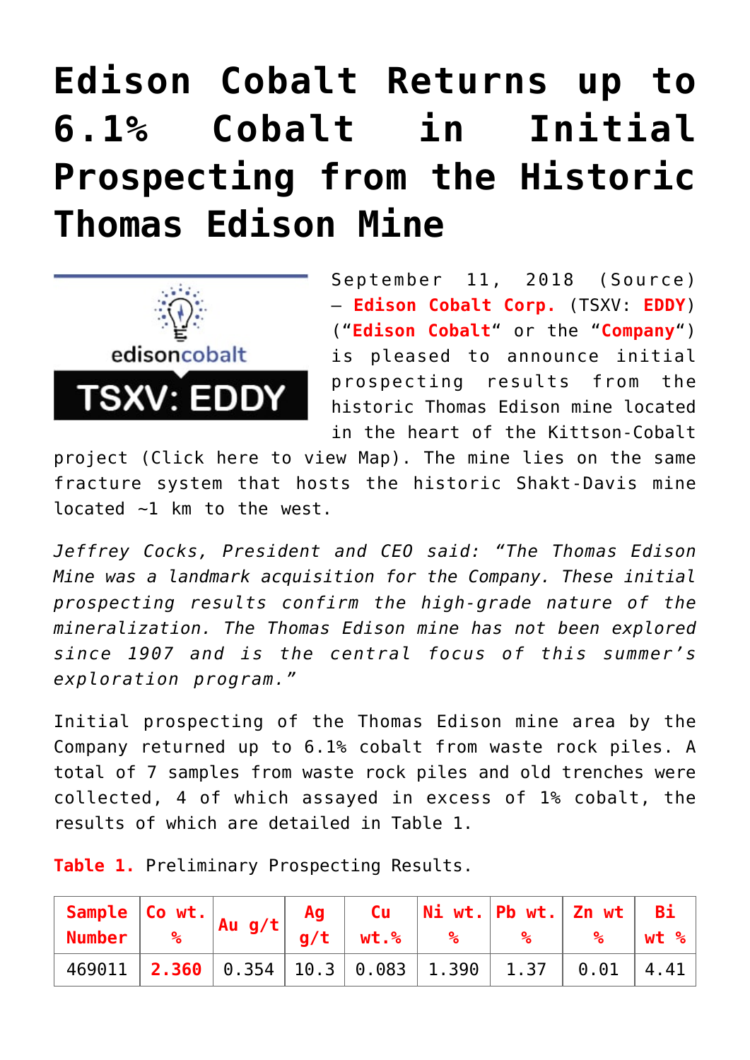# Edison Cobalt Returns up to 6.1% Cobalt in Initial Prospecting from the Historic Thomas Edison Mine

September 11, 2018 (Source) – **Edison Cobalt Corp.** (TSXV: **EDDY**) ("**Edison Cobalt**" or the "**Company**") is pleased to announce initial prospecting results from the historic Thomas Edison mine located in the heart of the Kittson-Cobalt project (Click here to view Map). The mine lies on the same fracture system that hosts the historic Shakt-Davis mine located ~1 km to the west.

*Jeffrey Cocks, President and CEO said: "The Thomas Edison Mine was a landmark acquisition for the Company. These initial prospecting results confirm the high-grade nature of the mineralization. The Thomas Edison mine has not been explored since 1907 and is the central focus of this summer's exploration program."*

Initial prospecting of the Thomas Edison mine area by the Company returned up to 6.1% cobalt from waste rock piles. A total of 7 samples from waste rock piles and old trenches were collected, 4 of which assayed in excess of 1% cobalt, the results of which are detailed in Table 1.

**Table 1.** Preliminary Prospecting Results.

| Sample Number | Co wt.% | Au g/t | Ag g/t | Cu wt.% | Ni wt.% | Pb wt.% | Zn wt % | Bi wt % |
|---|---|---|---|---|---|---|---|---|
| 469011 | **2.360** | 0.354 | 10.3 | 0.083 | 1.390 | 1.37 | 0.01 | 4.41 |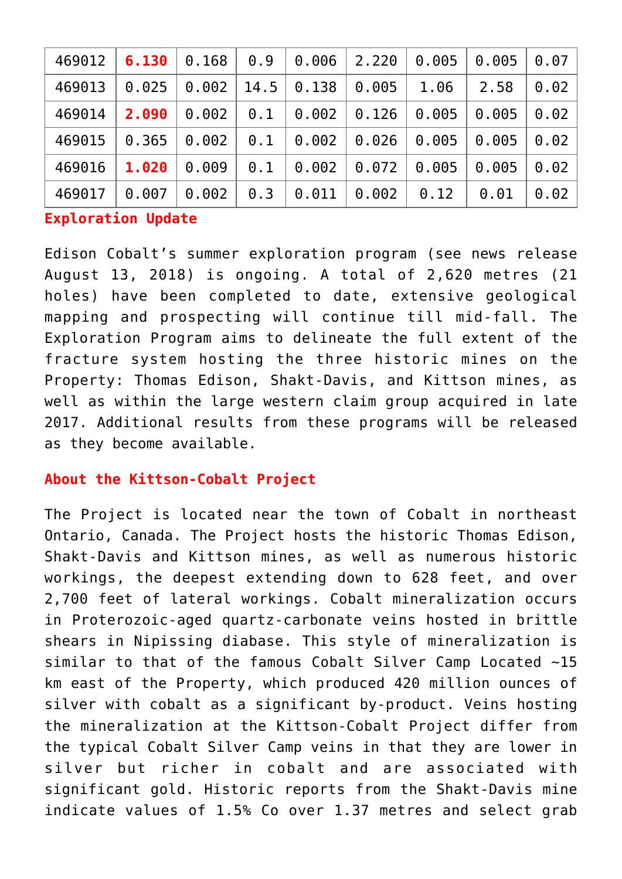| 469012 | **6.130** | 0.168 | 0.9 | 0.006 | 2.220 | 0.005 | 0.005 | 0.07 |
|---|---|---|---|---|---|---|---|---|
| 469013 | 0.025 | 0.002 | 14.5 | 0.138 | 0.005 | 1.06 | 2.58 | 0.02 |
| 469014 | **2.090** | 0.002 | 0.1 | 0.002 | 0.126 | 0.005 | 0.005 | 0.02 |
| 469015 | 0.365 | 0.002 | 0.1 | 0.002 | 0.026 | 0.005 | 0.005 | 0.02 |
| 469016 | **1.020** | 0.009 | 0.1 | 0.002 | 0.072 | 0.005 | 0.005 | 0.02 |
| 469017 | 0.007 | 0.002 | 0.3 | 0.011 | 0.002 | 0.12 | 0.01 | 0.02 |

**Exploration Update**

Edison Cobalt's summer exploration program (see news release August 13, 2018) is ongoing. A total of 2,620 metres (21 holes) have been completed to date, extensive geological mapping and prospecting will continue till mid-fall. The Exploration Program aims to delineate the full extent of the fracture system hosting the three historic mines on the Property: Thomas Edison, Shakt-Davis, and Kittson mines, as well as within the large western claim group acquired in late 2017. Additional results from these programs will be released as they become available.

**About the Kittson-Cobalt Project**

The Project is located near the town of Cobalt in northeast Ontario, Canada. The Project hosts the historic Thomas Edison, Shakt-Davis and Kittson mines, as well as numerous historic workings, the deepest extending down to 628 feet, and over 2,700 feet of lateral workings. Cobalt mineralization occurs in Proterozoic-aged quartz-carbonate veins hosted in brittle shears in Nipissing diabase. This style of mineralization is similar to that of the famous Cobalt Silver Camp Located ~15 km east of the Property, which produced 420 million ounces of silver with cobalt as a significant by-product. Veins hosting the mineralization at the Kittson-Cobalt Project differ from the typical Cobalt Silver Camp veins in that they are lower in silver but richer in cobalt and are associated with significant gold. Historic reports from the Shakt-Davis mine indicate values of 1.5% Co over 1.37 metres and select grab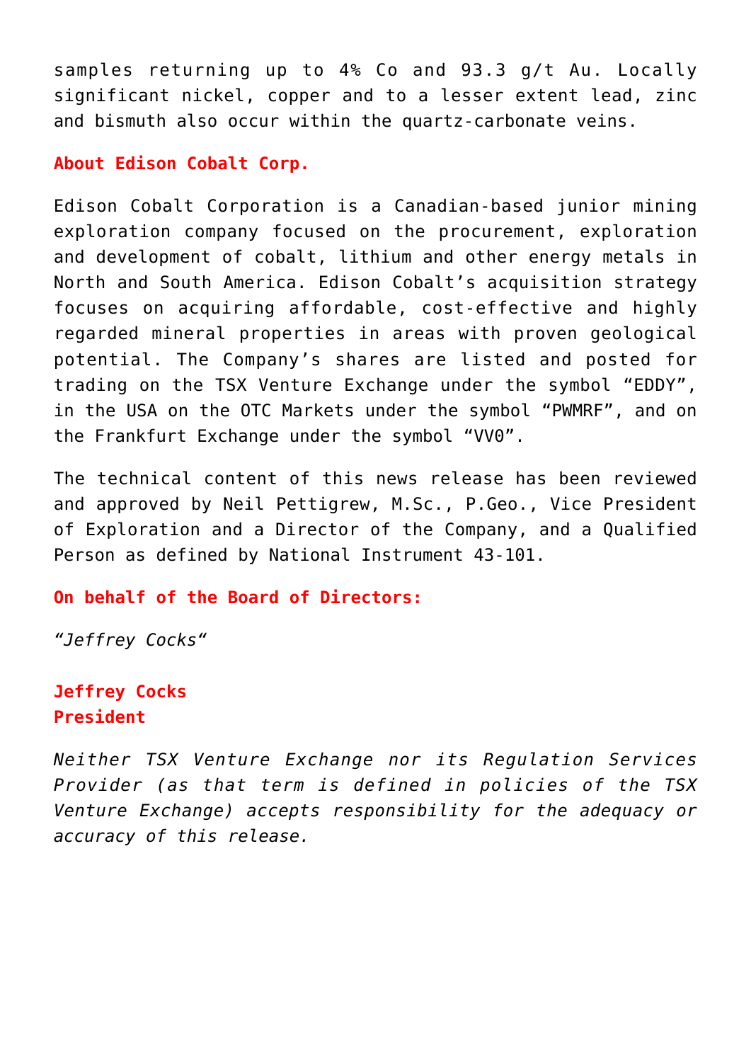samples returning up to 4% Co and 93.3 g/t Au. Locally significant nickel, copper and to a lesser extent lead, zinc and bismuth also occur within the quartz-carbonate veins.

**About Edison Cobalt Corp.**

Edison Cobalt Corporation is a Canadian-based junior mining exploration company focused on the procurement, exploration and development of cobalt, lithium and other energy metals in North and South America. Edison Cobalt's acquisition strategy focuses on acquiring affordable, cost-effective and highly regarded mineral properties in areas with proven geological potential. The Company's shares are listed and posted for trading on the TSX Venture Exchange under the symbol "EDDY", in the USA on the OTC Markets under the symbol "PWMRF", and on the Frankfurt Exchange under the symbol "VV0".

The technical content of this news release has been reviewed and approved by Neil Pettigrew, M.Sc., P.Geo., Vice President of Exploration and a Director of the Company, and a Qualified Person as defined by National Instrument 43-101.

**On behalf of the Board of Directors:**

*"Jeffrey Cocks"*

**Jeffrey Cocks**
**President**

*Neither TSX Venture Exchange nor its Regulation Services Provider (as that term is defined in policies of the TSX Venture Exchange) accepts responsibility for the adequacy or accuracy of this release.*